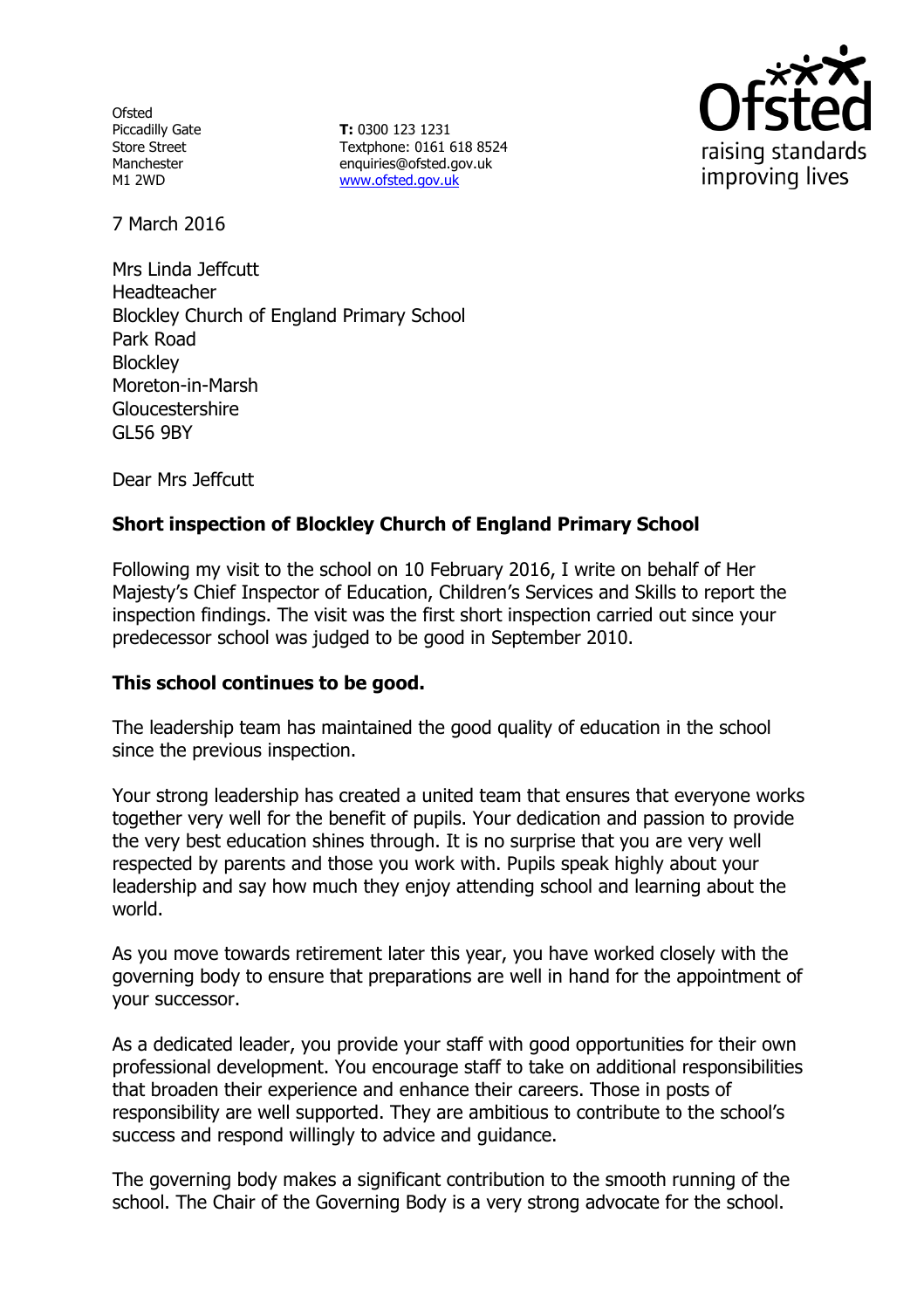Ofsted
Piccadilly Gate
Store Street
Manchester
M1 2WD

**T:** 0300 123 1231
Textphone: 0161 618 8524
enquiries@ofsted.gov.uk
www.ofsted.gov.uk

Ofsted
raising standards
improving lives

7 March 2016

Mrs Linda Jeffcutt
Headteacher
Blockley Church of England Primary School
Park Road
Blockley
Moreton-in-Marsh
Gloucestershire
GL56 9BY

Dear Mrs Jeffcutt

**Short inspection of Blockley Church of England Primary School**

Following my visit to the school on 10 February 2016, I write on behalf of Her Majesty's Chief Inspector of Education, Children's Services and Skills to report the inspection findings. The visit was the first short inspection carried out since your predecessor school was judged to be good in September 2010.

**This school continues to be good.**

The leadership team has maintained the good quality of education in the school since the previous inspection.

Your strong leadership has created a united team that ensures that everyone works together very well for the benefit of pupils. Your dedication and passion to provide the very best education shines through. It is no surprise that you are very well respected by parents and those you work with. Pupils speak highly about your leadership and say how much they enjoy attending school and learning about the world.

As you move towards retirement later this year, you have worked closely with the governing body to ensure that preparations are well in hand for the appointment of your successor.

As a dedicated leader, you provide your staff with good opportunities for their own professional development. You encourage staff to take on additional responsibilities that broaden their experience and enhance their careers. Those in posts of responsibility are well supported. They are ambitious to contribute to the school's success and respond willingly to advice and guidance.

The governing body makes a significant contribution to the smooth running of the school. The Chair of the Governing Body is a very strong advocate for the school.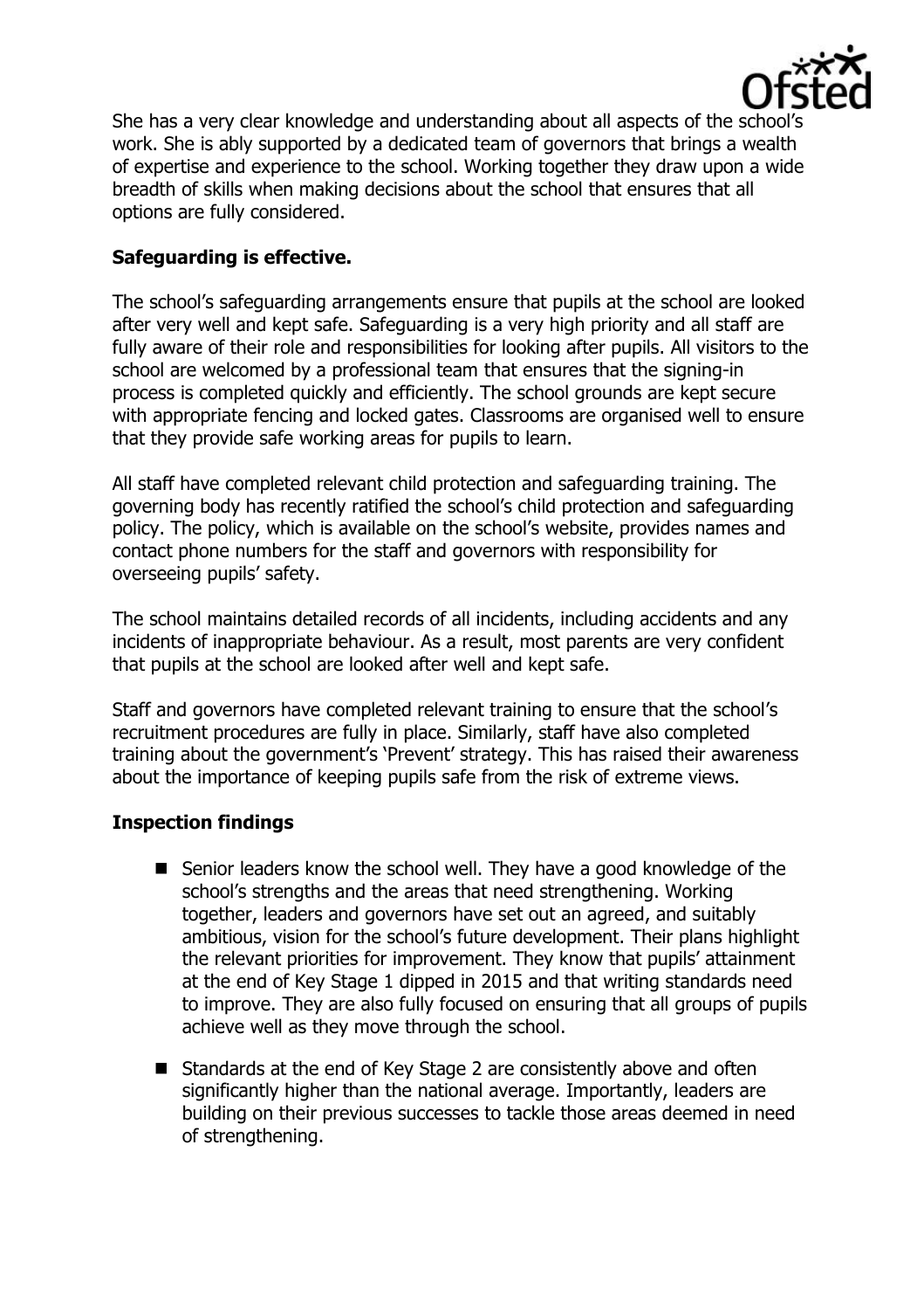She has a very clear knowledge and understanding about all aspects of the school's work. She is ably supported by a dedicated team of governors that brings a wealth of expertise and experience to the school. Working together they draw upon a wide breadth of skills when making decisions about the school that ensures that all options are fully considered.

**Safeguarding is effective.**

The school's safeguarding arrangements ensure that pupils at the school are looked after very well and kept safe. Safeguarding is a very high priority and all staff are fully aware of their role and responsibilities for looking after pupils. All visitors to the school are welcomed by a professional team that ensures that the signing-in process is completed quickly and efficiently. The school grounds are kept secure with appropriate fencing and locked gates. Classrooms are organised well to ensure that they provide safe working areas for pupils to learn.

All staff have completed relevant child protection and safeguarding training. The governing body has recently ratified the school's child protection and safeguarding policy. The policy, which is available on the school's website, provides names and contact phone numbers for the staff and governors with responsibility for overseeing pupils' safety.

The school maintains detailed records of all incidents, including accidents and any incidents of inappropriate behaviour. As a result, most parents are very confident that pupils at the school are looked after well and kept safe.

Staff and governors have completed relevant training to ensure that the school's recruitment procedures are fully in place. Similarly, staff have also completed training about the government's 'Prevent' strategy. This has raised their awareness about the importance of keeping pupils safe from the risk of extreme views.

**Inspection findings**

- Senior leaders know the school well. They have a good knowledge of the school's strengths and the areas that need strengthening. Working together, leaders and governors have set out an agreed, and suitably ambitious, vision for the school's future development. Their plans highlight the relevant priorities for improvement. They know that pupils' attainment at the end of Key Stage 1 dipped in 2015 and that writing standards need to improve. They are also fully focused on ensuring that all groups of pupils achieve well as they move through the school.
- Standards at the end of Key Stage 2 are consistently above and often significantly higher than the national average. Importantly, leaders are building on their previous successes to tackle those areas deemed in need of strengthening.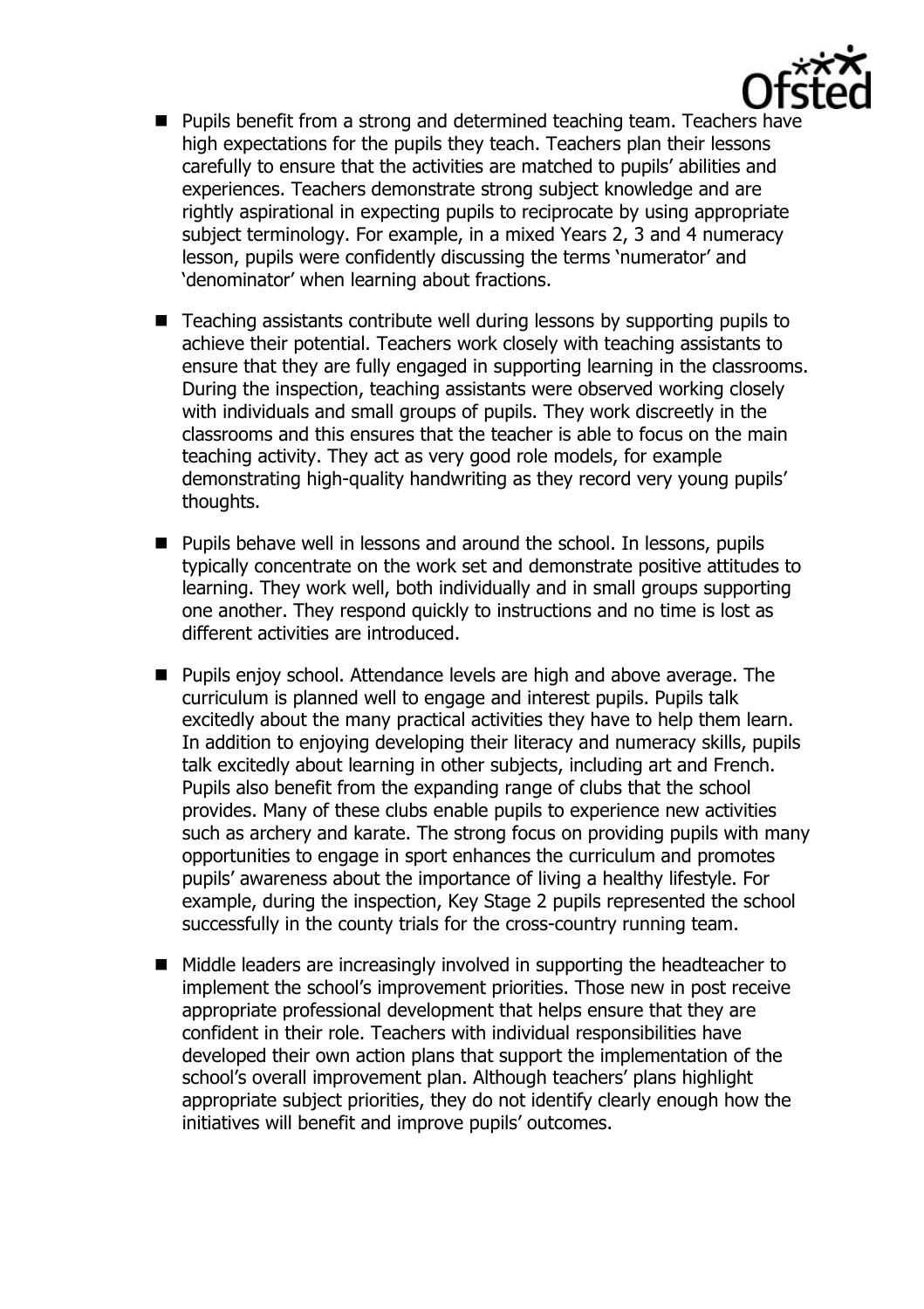- Pupils benefit from a strong and determined teaching team. Teachers have high expectations for the pupils they teach. Teachers plan their lessons carefully to ensure that the activities are matched to pupils' abilities and experiences. Teachers demonstrate strong subject knowledge and are rightly aspirational in expecting pupils to reciprocate by using appropriate subject terminology. For example, in a mixed Years 2, 3 and 4 numeracy lesson, pupils were confidently discussing the terms 'numerator' and 'denominator' when learning about fractions.

- Teaching assistants contribute well during lessons by supporting pupils to achieve their potential. Teachers work closely with teaching assistants to ensure that they are fully engaged in supporting learning in the classrooms. During the inspection, teaching assistants were observed working closely with individuals and small groups of pupils. They work discreetly in the classrooms and this ensures that the teacher is able to focus on the main teaching activity. They act as very good role models, for example demonstrating high-quality handwriting as they record very young pupils' thoughts.

- Pupils behave well in lessons and around the school. In lessons, pupils typically concentrate on the work set and demonstrate positive attitudes to learning. They work well, both individually and in small groups supporting one another. They respond quickly to instructions and no time is lost as different activities are introduced.

- Pupils enjoy school. Attendance levels are high and above average. The curriculum is planned well to engage and interest pupils. Pupils talk excitedly about the many practical activities they have to help them learn. In addition to enjoying developing their literacy and numeracy skills, pupils talk excitedly about learning in other subjects, including art and French. Pupils also benefit from the expanding range of clubs that the school provides. Many of these clubs enable pupils to experience new activities such as archery and karate. The strong focus on providing pupils with many opportunities to engage in sport enhances the curriculum and promotes pupils' awareness about the importance of living a healthy lifestyle. For example, during the inspection, Key Stage 2 pupils represented the school successfully in the county trials for the cross-country running team.

- Middle leaders are increasingly involved in supporting the headteacher to implement the school's improvement priorities. Those new in post receive appropriate professional development that helps ensure that they are confident in their role. Teachers with individual responsibilities have developed their own action plans that support the implementation of the school's overall improvement plan. Although teachers' plans highlight appropriate subject priorities, they do not identify clearly enough how the initiatives will benefit and improve pupils' outcomes.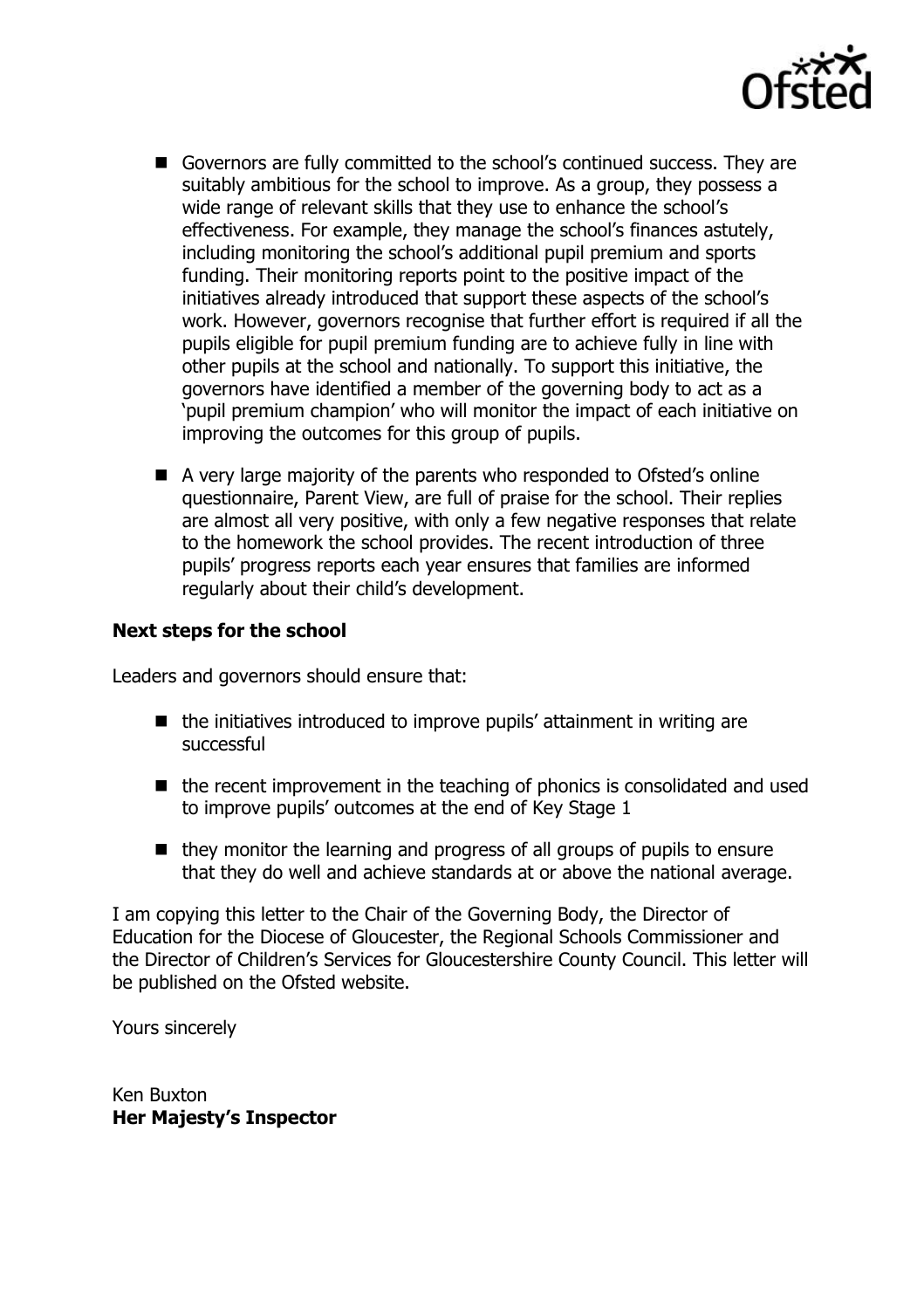- Governors are fully committed to the school's continued success. They are suitably ambitious for the school to improve. As a group, they possess a wide range of relevant skills that they use to enhance the school's effectiveness. For example, they manage the school's finances astutely, including monitoring the school's additional pupil premium and sports funding. Their monitoring reports point to the positive impact of the initiatives already introduced that support these aspects of the school's work. However, governors recognise that further effort is required if all the pupils eligible for pupil premium funding are to achieve fully in line with other pupils at the school and nationally. To support this initiative, the governors have identified a member of the governing body to act as a 'pupil premium champion' who will monitor the impact of each initiative on improving the outcomes for this group of pupils.
- A very large majority of the parents who responded to Ofsted's online questionnaire, Parent View, are full of praise for the school. Their replies are almost all very positive, with only a few negative responses that relate to the homework the school provides. The recent introduction of three pupils' progress reports each year ensures that families are informed regularly about their child's development.

**Next steps for the school**

Leaders and governors should ensure that:

- the initiatives introduced to improve pupils' attainment in writing are successful
- the recent improvement in the teaching of phonics is consolidated and used to improve pupils' outcomes at the end of Key Stage 1
- they monitor the learning and progress of all groups of pupils to ensure that they do well and achieve standards at or above the national average.

I am copying this letter to the Chair of the Governing Body, the Director of Education for the Diocese of Gloucester, the Regional Schools Commissioner and the Director of Children's Services for Gloucestershire County Council. This letter will be published on the Ofsted website.

Yours sincerely

Ken Buxton
**Her Majesty's Inspector**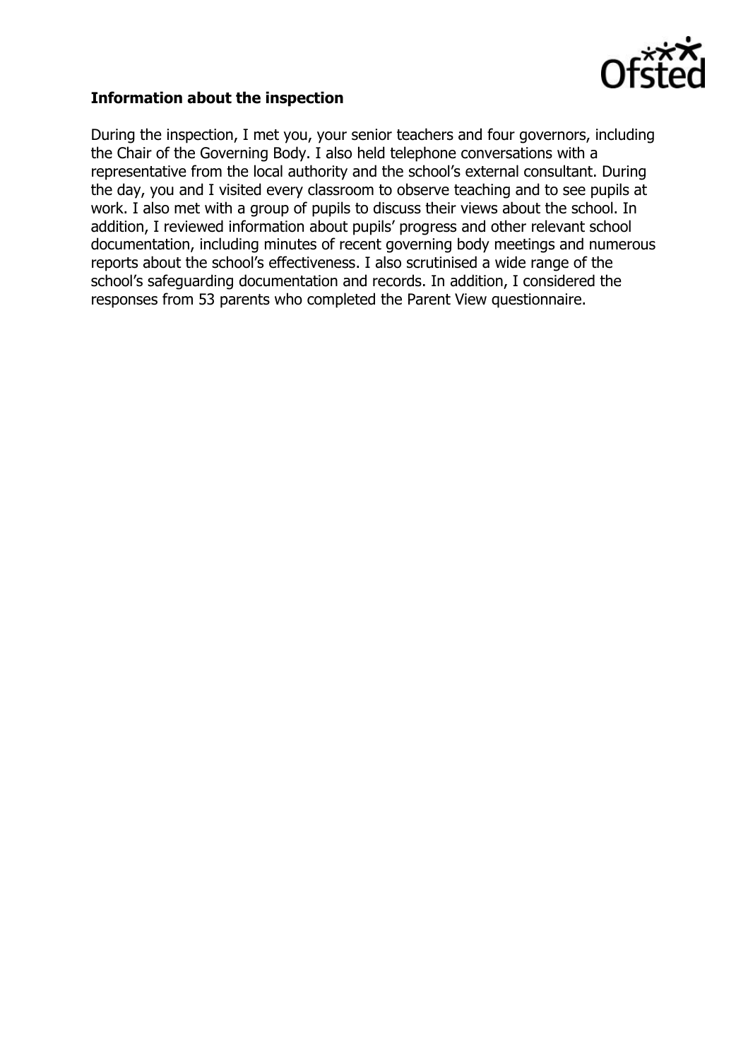**Information about the inspection**

During the inspection, I met you, your senior teachers and four governors, including the Chair of the Governing Body. I also held telephone conversations with a representative from the local authority and the school's external consultant. During the day, you and I visited every classroom to observe teaching and to see pupils at work. I also met with a group of pupils to discuss their views about the school. In addition, I reviewed information about pupils' progress and other relevant school documentation, including minutes of recent governing body meetings and numerous reports about the school's effectiveness. I also scrutinised a wide range of the school's safeguarding documentation and records. In addition, I considered the responses from 53 parents who completed the Parent View questionnaire.